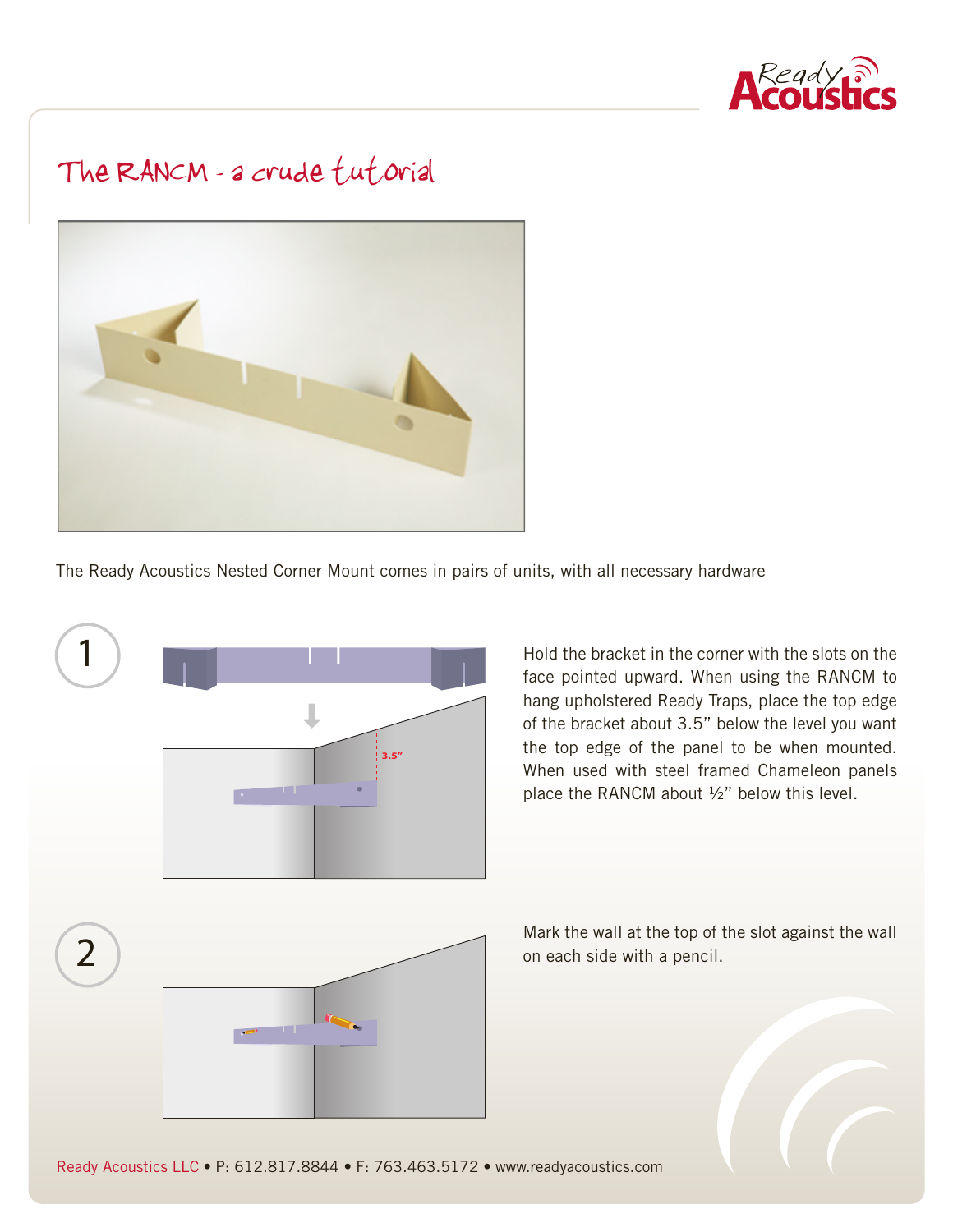# The RANCM - a crude tutorial

The Ready Acoustics Nested Corner Mount comes in pairs of units, with all necessary hardware

**1**

Hold the bracket in the corner with the slots on the face pointed upward. When using the RANCM to hang upholstered Ready Traps, place the top edge of the bracket about 3.5" below the level you want the top edge of the panel to be when mounted. When used with steel framed Chameleon panels place the RANCM about ½" below this level.

**2**

Mark the wall at the top of the slot against the wall on each side with a pencil.

Ready Acoustics LLC • P: 612.817.8844 • F: 763.463.5172 • www.readyacoustics.com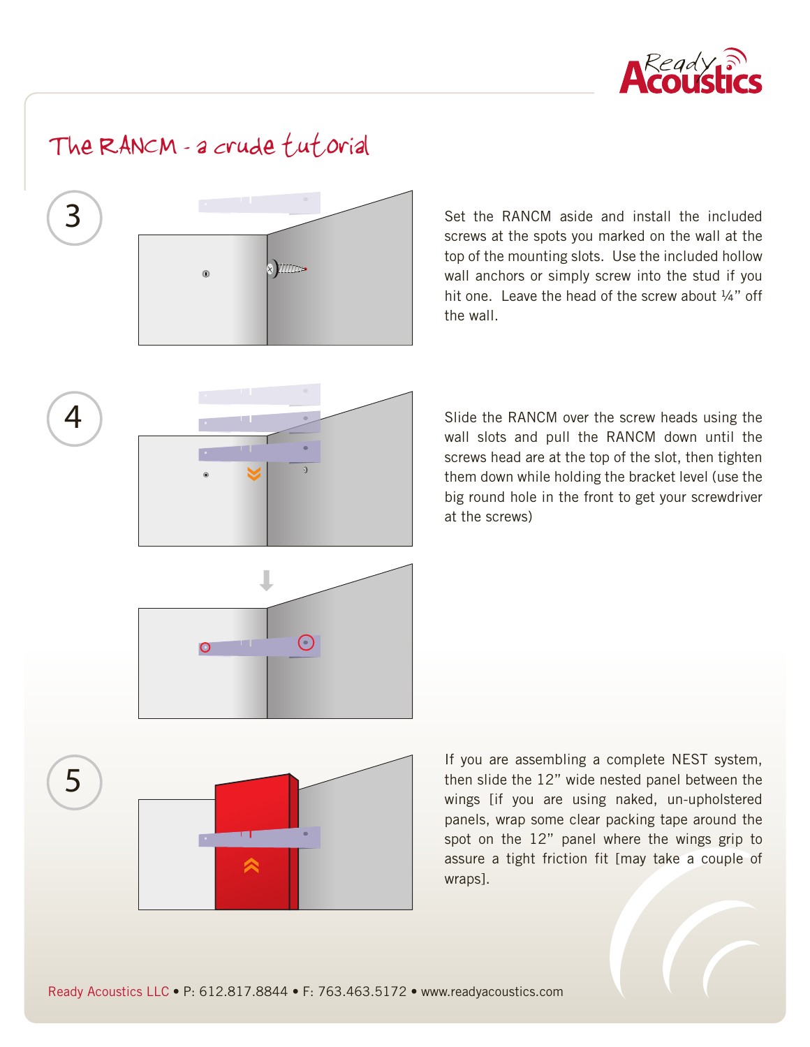# The RANCM - a crude tutorial

**3**

Set the RANCM aside and install the included screws at the spots you marked on the wall at the top of the mounting slots. Use the included hollow wall anchors or simply screw into the stud if you hit one. Leave the head of the screw about ¼" off the wall.

**4**

Slide the RANCM over the screw heads using the wall slots and pull the RANCM down until the screws head are at the top of the slot, then tighten them down while holding the bracket level (use the big round hole in the front to get your screwdriver at the screws)

**5**

If you are assembling a complete NEST system, then slide the 12" wide nested panel between the wings [if you are using naked, un-upholstered panels, wrap some clear packing tape around the spot on the 12" panel where the wings grip to assure a tight friction fit [may take a couple of wraps].

Ready Acoustics LLC • P: 612.817.8844 • F: 763.463.5172 • www.readyacoustics.com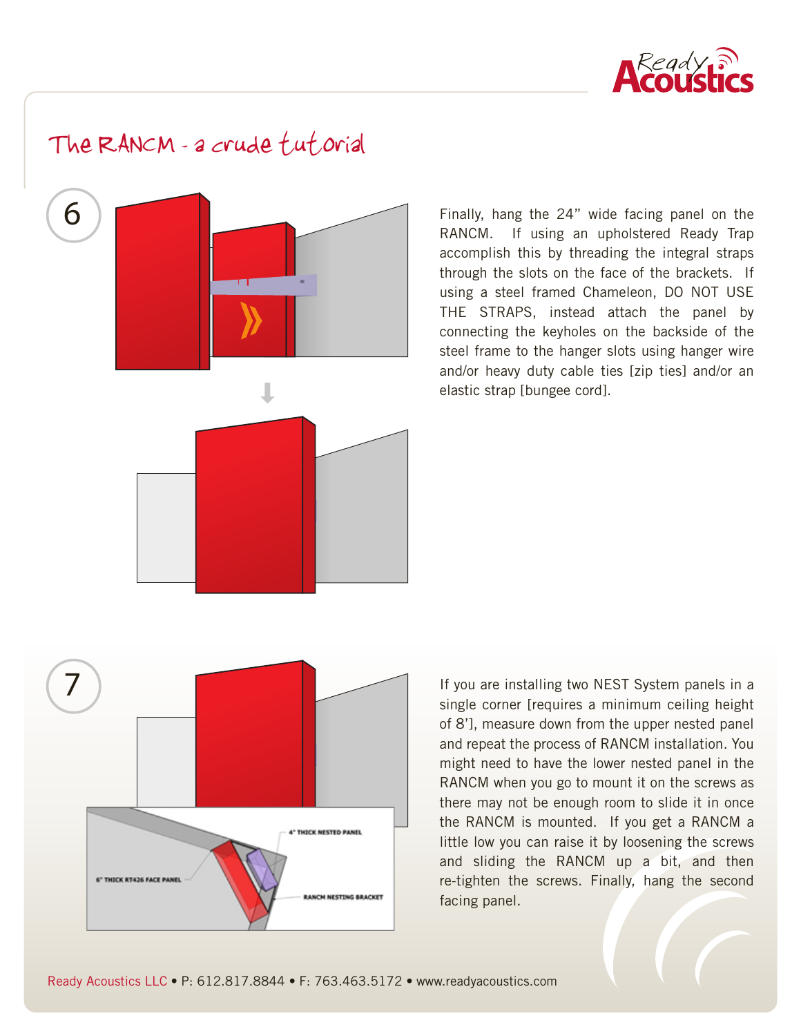# The RANCM - a crude tutorial

**6**

Finally, hang the 24" wide facing panel on the RANCM. If using an upholstered Ready Trap accomplish this by threading the integral straps through the slots on the face of the brackets. If using a steel framed Chameleon, DO NOT USE THE STRAPS, instead attach the panel by connecting the keyholes on the backside of the steel frame to the hanger slots using hanger wire and/or heavy duty cable ties [zip ties] and/or an elastic strap [bungee cord].

**7**

6" THICK RT426 FACE PANEL

4" THICK NESTED PANEL

RANCM NESTING BRACKET

If you are installing two NEST System panels in a single corner [requires a minimum ceiling height of 8'], measure down from the upper nested panel and repeat the process of RANCM installation. You might need to have the lower nested panel in the RANCM when you go to mount it on the screws as there may not be enough room to slide it in once the RANCM is mounted. If you get a RANCM a little low you can raise it by loosening the screws and sliding the RANCM up a bit, and then re-tighten the screws. Finally, hang the second facing panel.

Ready Acoustics LLC • P: 612.817.8844 • F: 763.463.5172 • www.readyacoustics.com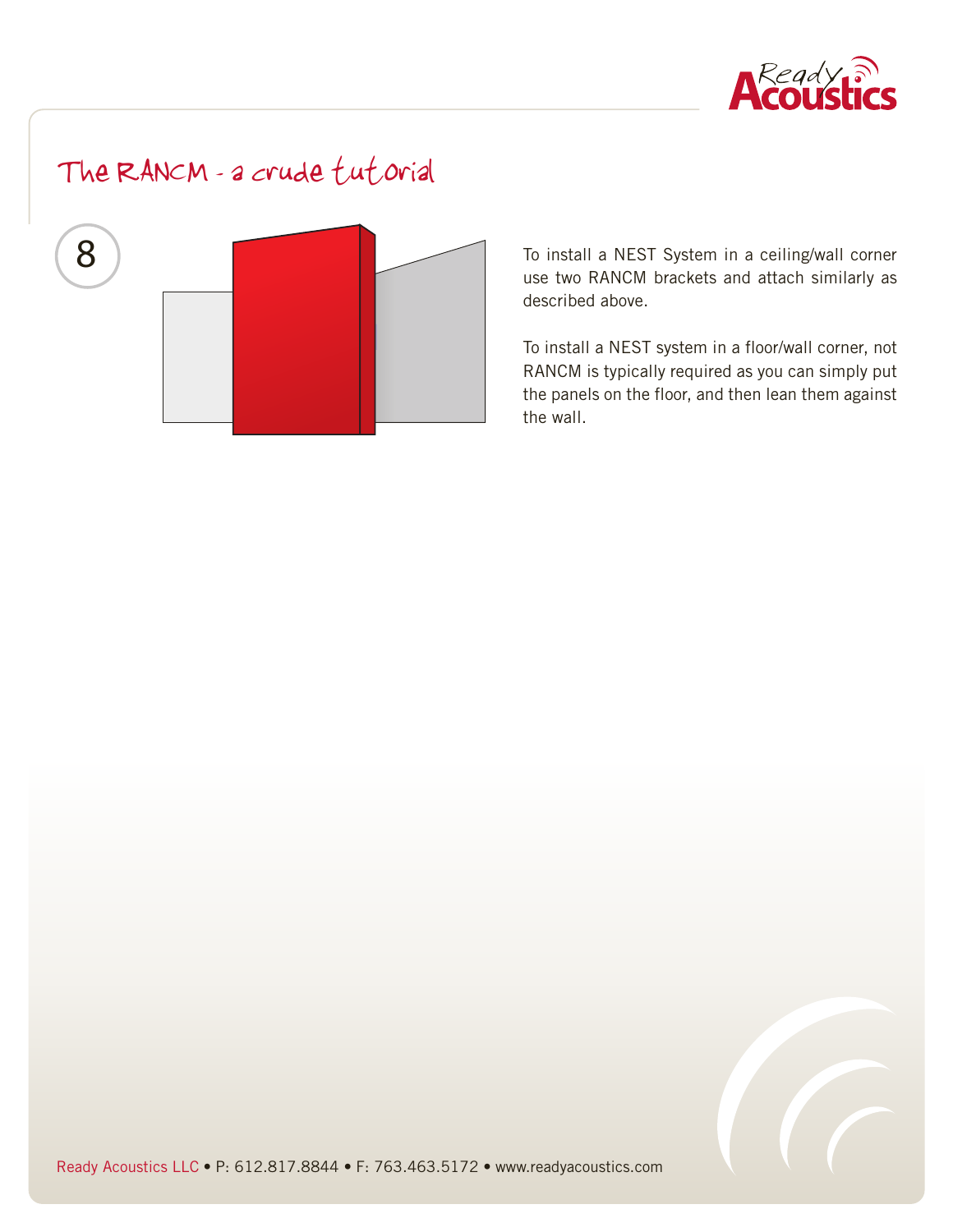## The RANCM - a crude tutorial

8

To install a NEST System in a ceiling/wall corner use two RANCM brackets and attach similarly as described above.

To install a NEST system in a floor/wall corner, not RANCM is typically required as you can simply put the panels on the floor, and then lean them against the wall.